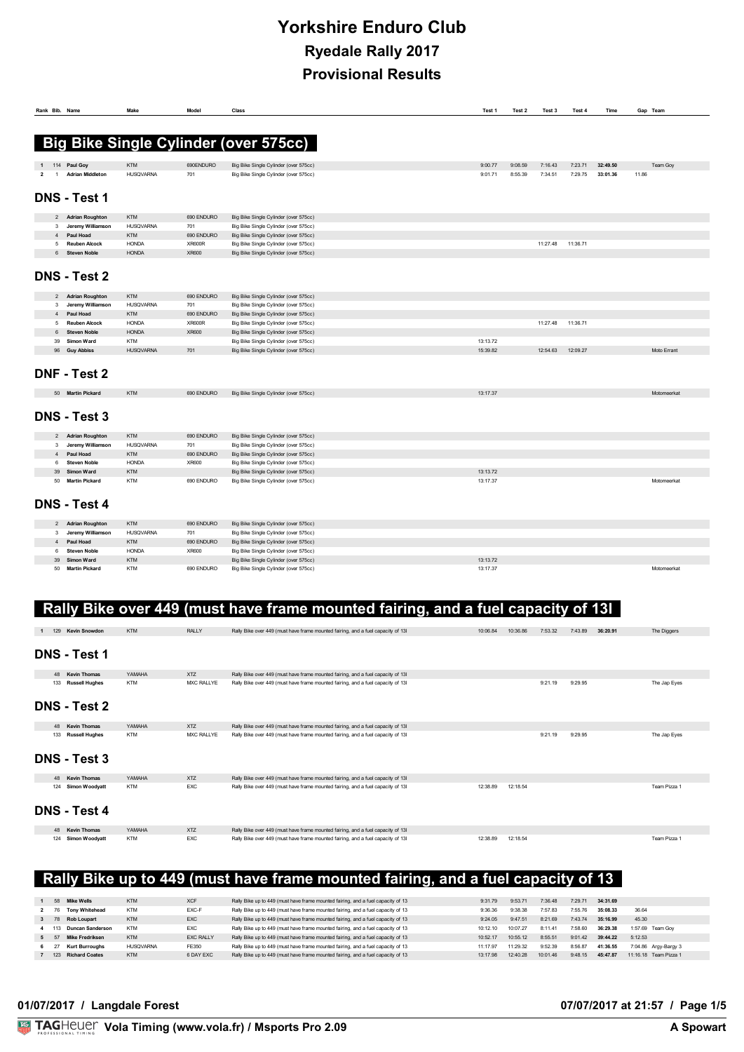# Yorkshire Enduro Club

## Ryedale Rally 2017

## Provisional Results

## Big Bike Single Cylinder (over 575cc)

| Rank | Bib. | Name | Make | Model | Class | Test 1 | Test 2 | Test 3 | Test 4 | Time | Gap | Team |
|---|---|---|---|---|---|---|---|---|---|---|---|---|
| 1 | 114 | Paul Goy | KTM | 690ENDURO | Big Bike Single Cylinder (over 575cc) | 9:00.77 | 9:08.59 | 7:16.43 | 7:23.71 | 32:49.50 | | Team Goy |
| 2 | 1 | Adrian Middleton | HUSQVARNA | 701 | Big Bike Single Cylinder (over 575cc) | 9:01.71 | 8:55.39 | 7:34.51 | 7:29.75 | 33:01.36 | 11.86 | |

### DNS - Test 1

| Rank | Bib. | Name | Make | Model | Class | Test 1 | Test 2 | Test 3 | Test 4 | Time | Gap | Team |
|---|---|---|---|---|---|---|---|---|---|---|---|---|
| | 2 | Adrian Roughton | KTM | 690 ENDURO | Big Bike Single Cylinder (over 575cc) | | | | | | | |
| | 3 | Jeremy Williamson | HUSQVARNA | 701 | Big Bike Single Cylinder (over 575cc) | | | | | | | |
| | 4 | Paul Hoad | KTM | 690 ENDURO | Big Bike Single Cylinder (over 575cc) | | | | | | | |
| | 5 | Reuben Alcock | HONDA | XR600R | Big Bike Single Cylinder (over 575cc) | | | 11:27.48 | 11:36.71 | | | |
| | 6 | Steven Noble | HONDA | XR600 | Big Bike Single Cylinder (over 575cc) | | | | | | | |

### DNS - Test 2

| Rank | Bib. | Name | Make | Model | Class | Test 1 | Test 2 | Test 3 | Test 4 | Time | Gap | Team |
|---|---|---|---|---|---|---|---|---|---|---|---|---|
| | 2 | Adrian Roughton | KTM | 690 ENDURO | Big Bike Single Cylinder (over 575cc) | | | | | | | |
| | 3 | Jeremy Williamson | HUSQVARNA | 701 | Big Bike Single Cylinder (over 575cc) | | | | | | | |
| | 4 | Paul Hoad | KTM | 690 ENDURO | Big Bike Single Cylinder (over 575cc) | | | | | | | |
| | 5 | Reuben Alcock | HONDA | XR600R | Big Bike Single Cylinder (over 575cc) | | | 11:27.48 | 11:36.71 | | | |
| | 6 | Steven Noble | HONDA | XR600 | Big Bike Single Cylinder (over 575cc) | | | | | | | |
| | 39 | Simon Ward | KTM | | Big Bike Single Cylinder (over 575cc) | 13:13.72 | | | | | | |
| | 96 | Guy Abbiss | HUSQVARNA | 701 | Big Bike Single Cylinder (over 575cc) | 15:39.82 | | 12:54.63 | 12:09.27 | | | Moto Errant |

### DNF - Test 2

| Rank | Bib. | Name | Make | Model | Class | Test 1 | Test 2 | Test 3 | Test 4 | Time | Gap | Team |
|---|---|---|---|---|---|---|---|---|---|---|---|---|
| | 50 | Martin Pickard | KTM | 690 ENDURO | Big Bike Single Cylinder (over 575cc) | 13:17.37 | | | | | | Motomeerkat |

### DNS - Test 3

| Rank | Bib. | Name | Make | Model | Class | Test 1 | Test 2 | Test 3 | Test 4 | Time | Gap | Team |
|---|---|---|---|---|---|---|---|---|---|---|---|---|
| | 2 | Adrian Roughton | KTM | 690 ENDURO | Big Bike Single Cylinder (over 575cc) | | | | | | | |
| | 3 | Jeremy Williamson | HUSQVARNA | 701 | Big Bike Single Cylinder (over 575cc) | | | | | | | |
| | 4 | Paul Hoad | KTM | 690 ENDURO | Big Bike Single Cylinder (over 575cc) | | | | | | | |
| | 6 | Steven Noble | HONDA | XR600 | Big Bike Single Cylinder (over 575cc) | | | | | | | |
| | 39 | Simon Ward | KTM | | Big Bike Single Cylinder (over 575cc) | 13:13.72 | | | | | | |
| | 50 | Martin Pickard | KTM | 690 ENDURO | Big Bike Single Cylinder (over 575cc) | 13:17.37 | | | | | | Motomeerkat |

### DNS - Test 4

| Rank | Bib. | Name | Make | Model | Class | Test 1 | Test 2 | Test 3 | Test 4 | Time | Gap | Team |
|---|---|---|---|---|---|---|---|---|---|---|---|---|
| | 2 | Adrian Roughton | KTM | 690 ENDURO | Big Bike Single Cylinder (over 575cc) | | | | | | | |
| | 3 | Jeremy Williamson | HUSQVARNA | 701 | Big Bike Single Cylinder (over 575cc) | | | | | | | |
| | 4 | Paul Hoad | KTM | 690 ENDURO | Big Bike Single Cylinder (over 575cc) | | | | | | | |
| | 6 | Steven Noble | HONDA | XR600 | Big Bike Single Cylinder (over 575cc) | | | | | | | |
| | 39 | Simon Ward | KTM | | Big Bike Single Cylinder (over 575cc) | 13:13.72 | | | | | | |
| | 50 | Martin Pickard | KTM | 690 ENDURO | Big Bike Single Cylinder (over 575cc) | 13:17.37 | | | | | | Motomeerkat |

## Rally Bike over 449 (must have frame mounted fairing, and a fuel capacity of 13l

| Rank | Bib. | Name | Make | Model | Class | Test 1 | Test 2 | Test 3 | Test 4 | Time | Gap | Team |
|---|---|---|---|---|---|---|---|---|---|---|---|---|
| 1 | 129 | Kevin Snowdon | KTM | RALLY | Rally Bike over 449 (must have frame mounted fairing, and a fuel capacity of 13l | 10:06.84 | 10:36.86 | 7:53.32 | 7:43.89 | 36:20.91 | | The Diggers |

### DNS - Test 1

| Rank | Bib. | Name | Make | Model | Class | Test 1 | Test 2 | Test 3 | Test 4 | Time | Gap | Team |
|---|---|---|---|---|---|---|---|---|---|---|---|---|
| | 48 | Kevin Thomas | YAMAHA | XTZ | Rally Bike over 449 (must have frame mounted fairing, and a fuel capacity of 13l | | | | | | | |
| | 133 | Russell Hughes | KTM | MXC RALLYE | Rally Bike over 449 (must have frame mounted fairing, and a fuel capacity of 13l | | | 9:21.19 | 9:29.95 | | | The Jap Eyes |

### DNS - Test 2

| Rank | Bib. | Name | Make | Model | Class | Test 1 | Test 2 | Test 3 | Test 4 | Time | Gap | Team |
|---|---|---|---|---|---|---|---|---|---|---|---|---|
| | 48 | Kevin Thomas | YAMAHA | XTZ | Rally Bike over 449 (must have frame mounted fairing, and a fuel capacity of 13l | | | | | | | |
| | 133 | Russell Hughes | KTM | MXC RALLYE | Rally Bike over 449 (must have frame mounted fairing, and a fuel capacity of 13l | | | 9:21.19 | 9:29.95 | | | The Jap Eyes |

### DNS - Test 3

| Rank | Bib. | Name | Make | Model | Class | Test 1 | Test 2 | Test 3 | Test 4 | Time | Gap | Team |
|---|---|---|---|---|---|---|---|---|---|---|---|---|
| | 48 | Kevin Thomas | YAMAHA | XTZ | Rally Bike over 449 (must have frame mounted fairing, and a fuel capacity of 13l | | | | | | | |
| | 124 | Simon Woodyatt | KTM | EXC | Rally Bike over 449 (must have frame mounted fairing, and a fuel capacity of 13l | 12:38.89 | 12:18.54 | | | | | Team Pizza 1 |

### DNS - Test 4

| Rank | Bib. | Name | Make | Model | Class | Test 1 | Test 2 | Test 3 | Test 4 | Time | Gap | Team |
|---|---|---|---|---|---|---|---|---|---|---|---|---|
| | 48 | Kevin Thomas | YAMAHA | XTZ | Rally Bike over 449 (must have frame mounted fairing, and a fuel capacity of 13l | | | | | | | |
| | 124 | Simon Woodyatt | KTM | EXC | Rally Bike over 449 (must have frame mounted fairing, and a fuel capacity of 13l | 12:38.89 | 12:18.54 | | | | | Team Pizza 1 |

## Rally Bike up to 449 (must have frame mounted fairing, and a fuel capacity of 13

| Rank | Bib. | Name | Make | Model | Class | Test 1 | Test 2 | Test 3 | Test 4 | Time | Gap | Team |
|---|---|---|---|---|---|---|---|---|---|---|---|---|
| 1 | 58 | Mike Wells | KTM | XCF | Rally Bike up to 449 (must have frame mounted fairing, and a fuel capacity of 13 | 9:31.79 | 9:53.71 | 7:36.48 | 7:29.71 | 34:31.69 | | |
| 2 | 76 | Tony Whitehead | KTM | EXC-F | Rally Bike up to 449 (must have frame mounted fairing, and a fuel capacity of 13 | 9:36.36 | 9:38.38 | 7:57.83 | 7:55.76 | 35:08.33 | 36.64 | |
| 3 | 78 | Rob Loupart | KTM | EXC | Rally Bike up to 449 (must have frame mounted fairing, and a fuel capacity of 13 | 9:24.05 | 9:47.51 | 8:21.69 | 7:43.74 | 35:16.99 | 45.30 | |
| 4 | 113 | Duncan Sanderson | KTM | EXC | Rally Bike up to 449 (must have frame mounted fairing, and a fuel capacity of 13 | 10:12.10 | 10:07.27 | 8:11.41 | 7:58.60 | 36:29.38 | 1:57.69 | Team Goy |
| 5 | 57 | Mike Fredriksen | KTM | EXC RALLY | Rally Bike up to 449 (must have frame mounted fairing, and a fuel capacity of 13 | 10:52.17 | 10:55.12 | 8:55.51 | 9:01.42 | 39:44.22 | 5:12.53 | |
| 6 | 27 | Kurt Burroughs | HUSQVARNA | FE350 | Rally Bike up to 449 (must have frame mounted fairing, and a fuel capacity of 13 | 11:17.97 | 11:29.32 | 9:52.39 | 8:56.87 | 41:36.55 | 7:04.86 | Argy-Bargy 3 |
| 7 | 123 | Richard Coates | KTM | 6 DAY EXC | Rally Bike up to 449 (must have frame mounted fairing, and a fuel capacity of 13 | 13:17.98 | 12:40.28 | 10:01.46 | 9:48.15 | 45:47.87 | 11:16.18 | Team Pizza 1 |

01/07/2017 / Langdale Forest

07/07/2017 at 21:57

Vola Timing (www.vola.fr) / Msports Pro 2.09

A Spowart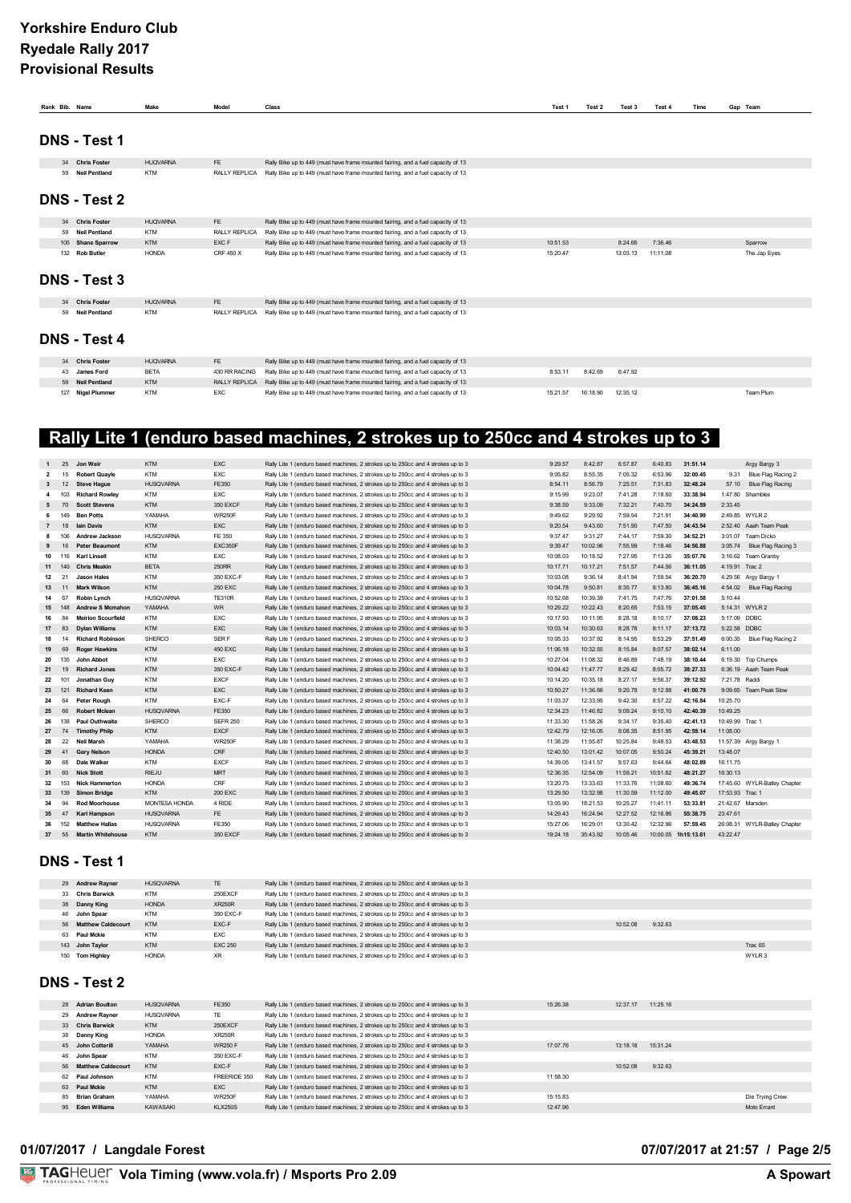# Yorkshire Enduro Club
# Ryedale Rally 2017
# Provisional Results

## DNS - Test 1

| Rank | Bib. | Name | Make | Model | Class | Test 1 | Test 2 | Test 3 | Test 4 | Time | Gap | Team |
|---|---|---|---|---|---|---|---|---|---|---|---|---|
| | 34 | Chris Foster | HUQVARNA | FE | Rally Bike up to 449 (must have frame mounted fairing, and a fuel capacity of 13 | | | | | | | |
| | 59 | Neil Pentland | KTM | RALLY REPLICA | Rally Bike up to 449 (must have frame mounted fairing, and a fuel capacity of 13 | | | | | | | |

## DNS - Test 2

| Rank | Bib. | Name | Make | Model | Class | Test 1 | Test 2 | Test 3 | Test 4 | Time | Gap | Team |
|---|---|---|---|---|---|---|---|---|---|---|---|---|
| | 34 | Chris Foster | HUQVARNA | FE | Rally Bike up to 449 (must have frame mounted fairing, and a fuel capacity of 13 | | | | | | | |
| | 59 | Neil Pentland | KTM | RALLY REPLICA | Rally Bike up to 449 (must have frame mounted fairing, and a fuel capacity of 13 | | | | | | | |
| | 105 | Shane Sparrow | KTM | EXC F | Rally Bike up to 449 (must have frame mounted fairing, and a fuel capacity of 13 | 10:51.53 | | 8:24.66 | 7:36.46 | | | Sparrow |
| | 132 | Rob Butler | HONDA | CRF 450 X | Rally Bike up to 449 (must have frame mounted fairing, and a fuel capacity of 13 | 15:20.47 | | 13:03.13 | 11:11.08 | | | The Jap Eyes |

## DNS - Test 3

| Rank | Bib. | Name | Make | Model | Class | Test 1 | Test 2 | Test 3 | Test 4 | Time | Gap | Team |
|---|---|---|---|---|---|---|---|---|---|---|---|---|
| | 34 | Chris Foster | HUQVARNA | FE | Rally Bike up to 449 (must have frame mounted fairing, and a fuel capacity of 13 | | | | | | | |
| | 59 | Neil Pentland | KTM | RALLY REPLICA | Rally Bike up to 449 (must have frame mounted fairing, and a fuel capacity of 13 | | | | | | | |

## DNS - Test 4

| Rank | Bib. | Name | Make | Model | Class | Test 1 | Test 2 | Test 3 | Test 4 | Time | Gap | Team |
|---|---|---|---|---|---|---|---|---|---|---|---|---|
| | 34 | Chris Foster | HUQVARNA | FE | Rally Bike up to 449 (must have frame mounted fairing, and a fuel capacity of 13 | | | | | | | |
| | 43 | James Ford | BETA | 430 RR RACING | Rally Bike up to 449 (must have frame mounted fairing, and a fuel capacity of 13 | 8:53.11 | 8:42.69 | 6:47.92 | | | | |
| | 59 | Neil Pentland | KTM | RALLY REPLICA | Rally Bike up to 449 (must have frame mounted fairing, and a fuel capacity of 13 | | | | | | | |
| | 127 | Nigel Plummer | KTM | EXC | Rally Bike up to 449 (must have frame mounted fairing, and a fuel capacity of 13 | 15:21.57 | 16:18.90 | 12:35.12 | | | | Team Plum |

## Rally Lite 1 (enduro based machines, 2 strokes up to 250cc and 4 strokes up to 3

| Rank | Bib. | Name | Make | Model | Class | Test 1 | Test 2 | Test 3 | Test 4 | Time | Gap | Team |
|---|---|---|---|---|---|---|---|---|---|---|---|---|
| 1 | 25 | Jon Weir | KTM | EXC | Rally Lite 1 (enduro based machines, 2 strokes up to 250cc and 4 strokes up to 3 | 9:29.57 | 8:42.87 | 6:57.87 | 6:40.83 | 31:51.14 | | Argy Bargy 3 |
| 2 | 15 | Robert Quayle | KTM | EXC | Rally Lite 1 (enduro based machines, 2 strokes up to 250cc and 4 strokes up to 3 | 9:05.82 | 8:55.35 | 7:05.32 | 6:53.96 | 32:00.45 | 9.31 | Blue Flag Racing 2 |
| 3 | 12 | Steve Hague | HUSQVARNA | FE350 | Rally Lite 1 (enduro based machines, 2 strokes up to 250cc and 4 strokes up to 3 | 8:54.11 | 8:56.79 | 7:25.51 | 7:31.83 | 32:48.24 | 57.10 | Blue Flag Racing |
| 4 | 103 | Richard Rowley | KTM | EXC | Rally Lite 1 (enduro based machines, 2 strokes up to 250cc and 4 strokes up to 3 | 9:15.99 | 9:23.07 | 7:41.28 | 7:18.60 | 33:38.94 | 1:47.80 | Shambles |
| 5 | 70 | Scott Stevens | KTM | 350 EXCF | Rally Lite 1 (enduro based machines, 2 strokes up to 250cc and 4 strokes up to 3 | 9:38.59 | 9:33.09 | 7:32.21 | 7:40.70 | 34:24.59 | 2:33.45 | |
| 6 | 149 | Ben Potts | YAMAHA | WR250F | Rally Lite 1 (enduro based machines, 2 strokes up to 250cc and 4 strokes up to 3 | 9:49.62 | 9:29.92 | 7:59.54 | 7:21.91 | 34:40.99 | 2:49.85 | WYLR 2 |
| 7 | 18 | Iain Davis | KTM | EXC | Rally Lite 1 (enduro based machines, 2 strokes up to 250cc and 4 strokes up to 3 | 9:20.54 | 9:43.60 | 7:51.90 | 7:47.50 | 34:43.54 | 2:52.40 | Aaah Team Peak |
| 8 | 106 | Andrew Jackson | HUSQVARNA | FE 350 | Rally Lite 1 (enduro based machines, 2 strokes up to 250cc and 4 strokes up to 3 | 9:37.47 | 9:31.27 | 7:44.17 | 7:59.30 | 34:52.21 | 3:01.07 | Team Dicko |
| 9 | 16 | Peter Beaumont | KTM | EXC350F | Rally Lite 1 (enduro based machines, 2 strokes up to 250cc and 4 strokes up to 3 | 9:39.47 | 10:02.96 | 7:55.99 | 7:18.46 | 34:56.88 | 3:05.74 | Blue Flag Racing 3 |
| 10 | 116 | Karl Linsell | KTM | EXC | Rally Lite 1 (enduro based machines, 2 strokes up to 250cc and 4 strokes up to 3 | 10:08.03 | 10:18.52 | 7:27.95 | 7:13.26 | 35:07.76 | 3:16.62 | Team Granby |
| 11 | 140 | Chris Meakin | BETA | 250RR | Rally Lite 1 (enduro based machines, 2 strokes up to 250cc and 4 strokes up to 3 | 10:17.71 | 10:17.21 | 7:51.57 | 7:44.56 | 36:11.05 | 4:19.91 | Trac 2 |
| 12 | 21 | Jason Hales | KTM | 350 EXC-F | Rally Lite 1 (enduro based machines, 2 strokes up to 250cc and 4 strokes up to 3 | 10:03.08 | 9:36.14 | 8:41.94 | 7:59.54 | 36:20.70 | 4:29.56 | Argy Bargy 1 |
| 13 | 11 | Mark Wilson | KTM | 250 EXC | Rally Lite 1 (enduro based machines, 2 strokes up to 250cc and 4 strokes up to 3 | 10:04.78 | 9:50.81 | 8:35.77 | 8:13.80 | 36:45.16 | 4:54.02 | Blue Flag Racing |
| 14 | 67 | Robin Lynch | HUSQVARNA | TE310R | Rally Lite 1 (enduro based machines, 2 strokes up to 250cc and 4 strokes up to 3 | 10:52.68 | 10:39.39 | 7:41.75 | 7:47.76 | 37:01.58 | 5:10.44 | |
| 15 | 148 | Andrew S Mcmahon | YAMAHA | WR | Rally Lite 1 (enduro based machines, 2 strokes up to 250cc and 4 strokes up to 3 | 10:29.22 | 10:22.43 | 8:20.65 | 7:53.15 | 37:05.45 | 5:14.31 | WYLR 2 |
| 16 | 84 | Meirion Scourfield | KTM | EXC | Rally Lite 1 (enduro based machines, 2 strokes up to 250cc and 4 strokes up to 3 | 10:17.93 | 10:11.95 | 8:28.18 | 8:10.17 | 37:08.23 | 5:17.09 | DDBC |
| 17 | 83 | Dylan Williams | KTM | EXC | Rally Lite 1 (enduro based machines, 2 strokes up to 250cc and 4 strokes up to 3 | 10:03.14 | 10:30.63 | 8:28.78 | 8:11.17 | 37:13.72 | 5:22.58 | DDBC |
| 18 | 14 | Richard Robinson | SHERCO | SER F | Rally Lite 1 (enduro based machines, 2 strokes up to 250cc and 4 strokes up to 3 | 10:05.33 | 10:37.92 | 8:14.95 | 8:53.29 | 37:51.49 | 6:00.35 | Blue Flag Racing 2 |
| 19 | 69 | Roger Hawkins | KTM | 450 EXC | Rally Lite 1 (enduro based machines, 2 strokes up to 250cc and 4 strokes up to 3 | 11:06.18 | 10:32.55 | 8:15.84 | 8:07.57 | 38:02.14 | 6:11.00 | |
| 20 | 135 | John Abbot | KTM | EXC | Rally Lite 1 (enduro based machines, 2 strokes up to 250cc and 4 strokes up to 3 | 10:27.04 | 11:08.32 | 8:46.89 | 7:48.19 | 38:10.44 | 6:19.30 | Top Chumps |
| 21 | 19 | Richard Jones | KTM | 350 EXC-F | Rally Lite 1 (enduro based machines, 2 strokes up to 250cc and 4 strokes up to 3 | 10:04.42 | 11:47.77 | 8:29.42 | 8:05.72 | 38:27.33 | 6:36.19 | Aaah Team Peak |
| 22 | 101 | Jonathan Guy | KTM | EXCF | Rally Lite 1 (enduro based machines, 2 strokes up to 250cc and 4 strokes up to 3 | 10:14.20 | 10:35.18 | 8:27.17 | 9:56.37 | 39:12.92 | 7:21.78 | Raddi |
| 23 | 121 | Richard Keen | KTM | EXC | Rally Lite 1 (enduro based machines, 2 strokes up to 250cc and 4 strokes up to 3 | 10:50.27 | 11:36.86 | 9:20.78 | 9:12.88 | 41:00.79 | 9:09.65 | Team Peak Slow |
| 24 | 64 | Peter Rough | KTM | EXC-F | Rally Lite 1 (enduro based machines, 2 strokes up to 250cc and 4 strokes up to 3 | 11:03.37 | 12:33.95 | 9:42.30 | 8:57.22 | 42:16.84 | 10:25.70 | |
| 25 | 66 | Robert Mclean | HUSQVARNA | FE350 | Rally Lite 1 (enduro based machines, 2 strokes up to 250cc and 4 strokes up to 3 | 12:34.23 | 11:46.82 | 9:09.24 | 9:10.10 | 42:40.39 | 10:49.25 | |
| 26 | 138 | Paul Outhwaite | SHERCO | SEFR 250 | Rally Lite 1 (enduro based machines, 2 strokes up to 250cc and 4 strokes up to 3 | 11:33.30 | 11:58.26 | 9:34.17 | 9:35.40 | 42:41.13 | 10:49.99 | Trac 1 |
| 27 | 74 | Timothy Philp | KTM | EXCF | Rally Lite 1 (enduro based machines, 2 strokes up to 250cc and 4 strokes up to 3 | 12:42.79 | 12:16.05 | 9:08.35 | 8:51.95 | 42:59.14 | 11:08.00 | |
| 28 | 22 | Neil Marsh | YAMAHA | WR250F | Rally Lite 1 (enduro based machines, 2 strokes up to 250cc and 4 strokes up to 3 | 11:38.29 | 11:55.87 | 10:25.84 | 9:48.53 | 43:48.53 | 11:57.39 | Argy Bargy 1 |
| 29 | 41 | Gary Nelson | HONDA | CRF | Rally Lite 1 (enduro based machines, 2 strokes up to 250cc and 4 strokes up to 3 | 12:40.50 | 13:01.42 | 10:07.05 | 9:50.24 | 45:39.21 | 13:48.07 | |
| 30 | 68 | Dale Walker | KTM | EXCF | Rally Lite 1 (enduro based machines, 2 strokes up to 250cc and 4 strokes up to 3 | 14:39.05 | 13:41.57 | 9:57.63 | 9:44.64 | 48:02.89 | 16:11.75 | |
| 31 | 60 | Nick Stott | RIEJU | MRT | Rally Lite 1 (enduro based machines, 2 strokes up to 250cc and 4 strokes up to 3 | 12:36.35 | 12:54.09 | 11:59.21 | 10:51.62 | 48:21.27 | 16:30.13 | |
| 32 | 153 | Nick Hammerton | HONDA | CRF | Rally Lite 1 (enduro based machines, 2 strokes up to 250cc and 4 strokes up to 3 | 13:20.75 | 13:33.63 | 11:33.76 | 11:08.60 | 49:36.74 | 17:45.60 | WYLR-Batley Chapter |
| 33 | 139 | Simon Bridge | KTM | 200 EXC | Rally Lite 1 (enduro based machines, 2 strokes up to 250cc and 4 strokes up to 3 | 13:29.50 | 13:32.98 | 11:30.59 | 11:12.00 | 49:45.07 | 17:53.93 | Trac 1 |
| 34 | 94 | Rod Moorhouse | MONTESA HONDA | 4 RIDE | Rally Lite 1 (enduro based machines, 2 strokes up to 250cc and 4 strokes up to 3 | 13:05.90 | 18:21.53 | 10:25.27 | 11:41.11 | 53:33.81 | 21:42.67 | Marsden |
| 35 | 47 | Karl Hampson | HUSQVARNA | FE | Rally Lite 1 (enduro based machines, 2 strokes up to 250cc and 4 strokes up to 3 | 14:29.43 | 16:24.94 | 12:27.52 | 12:16.86 | 55:38.75 | 23:47.61 | |
| 36 | 152 | Matthew Hallas | HUSQVARNA | FE350 | Rally Lite 1 (enduro based machines, 2 strokes up to 250cc and 4 strokes up to 3 | 15:27.06 | 16:29.01 | 13:30.42 | 12:32.96 | 57:59.45 | 26:08.31 | WYLR-Batley Chapter |
| 37 | 55 | Martin Whitehouse | KTM | 350 EXCF | Rally Lite 1 (enduro based machines, 2 strokes up to 250cc and 4 strokes up to 3 | 19:24.18 | 35:43.92 | 10:05.46 | 10:00.05 | 1h15:13.61 | 43:22.47 | |

## DNS - Test 1

| Rank | Bib. | Name | Make | Model | Class | Test 1 | Test 2 | Test 3 | Test 4 | Time | Gap | Team |
|---|---|---|---|---|---|---|---|---|---|---|---|---|
| | 29 | Andrew Rayner | HUSQVARNA | TE | Rally Lite 1 (enduro based machines, 2 strokes up to 250cc and 4 strokes up to 3 | | | | | | | |
| | 33 | Chris Barwick | KTM | 250EXCF | Rally Lite 1 (enduro based machines, 2 strokes up to 250cc and 4 strokes up to 3 | | | | | | | |
| | 38 | Danny King | HONDA | XR250R | Rally Lite 1 (enduro based machines, 2 strokes up to 250cc and 4 strokes up to 3 | | | | | | | |
| | 46 | John Spear | KTM | 350 EXC-F | Rally Lite 1 (enduro based machines, 2 strokes up to 250cc and 4 strokes up to 3 | | | | | | | |
| | 56 | Matthew Caldecourt | KTM | EXC-F | Rally Lite 1 (enduro based machines, 2 strokes up to 250cc and 4 strokes up to 3 | | | 10:52.08 | 9:32.63 | | | |
| | 63 | Paul Mckie | KTM | EXC | Rally Lite 1 (enduro based machines, 2 strokes up to 250cc and 4 strokes up to 3 | | | | | | | |
| | 143 | John Taylor | KTM | EXC 250 | Rally Lite 1 (enduro based machines, 2 strokes up to 250cc and 4 strokes up to 3 | | | | | | | Trac 65 |
| | 150 | Tom Highley | HONDA | XR | Rally Lite 1 (enduro based machines, 2 strokes up to 250cc and 4 strokes up to 3 | | | | | | | WYLR 3 |

## DNS - Test 2

| Rank | Bib. | Name | Make | Model | Class | Test 1 | Test 2 | Test 3 | Test 4 | Time | Gap | Team |
|---|---|---|---|---|---|---|---|---|---|---|---|---|
| | 28 | Adrian Boulton | HUSQVARNA | FE350 | Rally Lite 1 (enduro based machines, 2 strokes up to 250cc and 4 strokes up to 3 | 15:26.38 | | 12:37.17 | 11:25.16 | | | |
| | 29 | Andrew Rayner | HUSQVARNA | TE | Rally Lite 1 (enduro based machines, 2 strokes up to 250cc and 4 strokes up to 3 | | | | | | | |
| | 33 | Chris Barwick | KTM | 250EXCF | Rally Lite 1 (enduro based machines, 2 strokes up to 250cc and 4 strokes up to 3 | | | | | | | |
| | 38 | Danny King | HONDA | XR250R | Rally Lite 1 (enduro based machines, 2 strokes up to 250cc and 4 strokes up to 3 | | | | | | | |
| | 45 | John Cotterill | YAMAHA | WR250 F | Rally Lite 1 (enduro based machines, 2 strokes up to 250cc and 4 strokes up to 3 | 17:07.76 | | 13:18.18 | 15:31.24 | | | |
| | 46 | John Spear | KTM | 350 EXC-F | Rally Lite 1 (enduro based machines, 2 strokes up to 250cc and 4 strokes up to 3 | | | | | | | |
| | 56 | Matthew Caldecourt | KTM | EXC-F | Rally Lite 1 (enduro based machines, 2 strokes up to 250cc and 4 strokes up to 3 | | | 10:52.08 | 9:32.63 | | | |
| | 62 | Paul Johnson | KTM | FREERIDE 350 | Rally Lite 1 (enduro based machines, 2 strokes up to 250cc and 4 strokes up to 3 | 11:58.30 | | | | | | |
| | 63 | Paul Mckie | KTM | EXC | Rally Lite 1 (enduro based machines, 2 strokes up to 250cc and 4 strokes up to 3 | | | | | | | |
| | 85 | Brian Graham | YAMAHA | WR250F | Rally Lite 1 (enduro based machines, 2 strokes up to 250cc and 4 strokes up to 3 | 15:15.83 | | | | | | Die Trying Crew |
| | 95 | Eden Williams | KAWASAKI | KLX250S | Rally Lite 1 (enduro based machines, 2 strokes up to 250cc and 4 strokes up to 3 | 12:47.96 | | | | | | Moto Errant |

01/07/2017 / Langdale Forest

07/07/2017 at 21:57

Vola Timing (www.vola.fr) / Msports Pro 2.09

A Spowart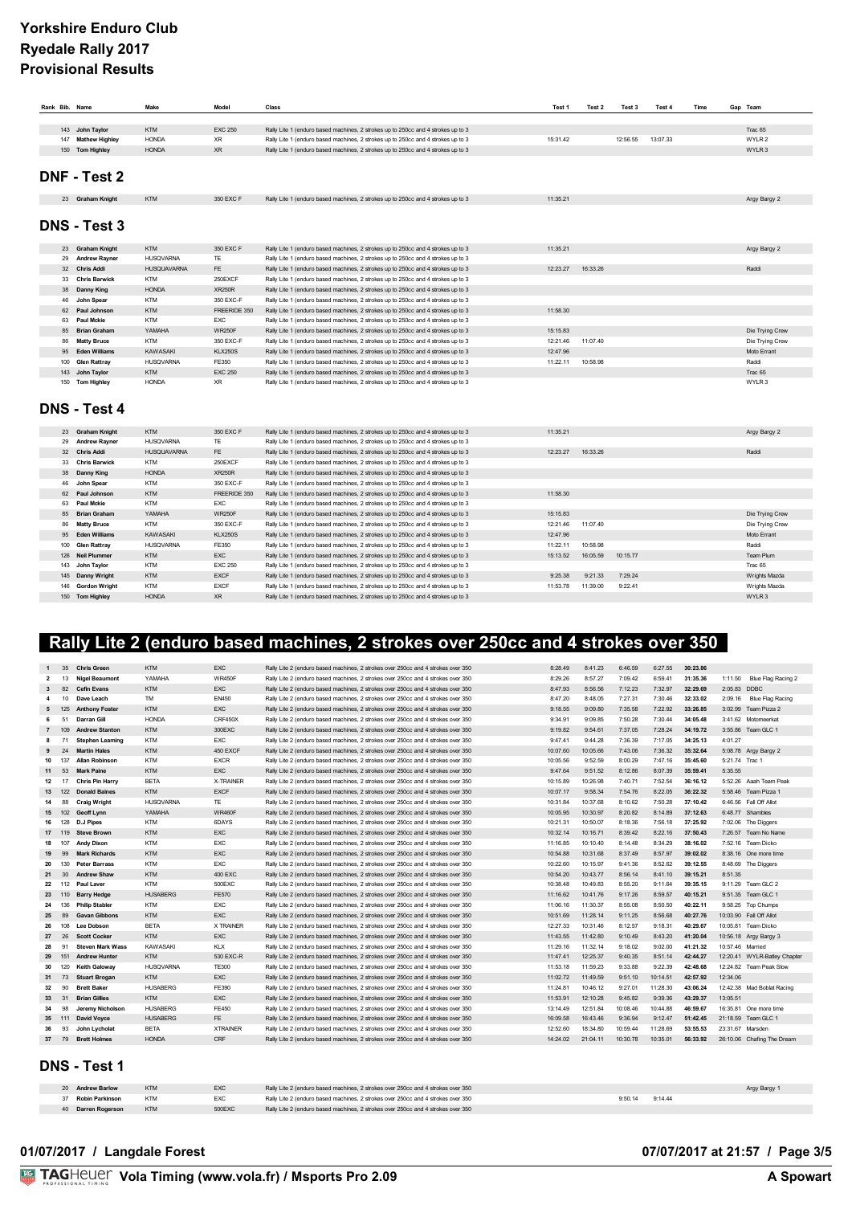# Yorkshire Enduro Club
## Ryedale Rally 2017
## Provisional Results

| Rank | Bib. | Name | Make | Model | Class | Test 1 | Test 2 | Test 3 | Test 4 | Time | Gap | Team |
|---|---|---|---|---|---|---|---|---|---|---|---|---|
| | 143 | John Taylor | KTM | EXC 250 | Rally Lite 1 (enduro based machines, 2 strokes up to 250cc and 4 strokes up to 3 | | | | | | | Trac 65 |
| | 147 | Mathew Highley | HONDA | XR | Rally Lite 1 (enduro based machines, 2 strokes up to 250cc and 4 strokes up to 3 | 15:31.42 | | 12:56.55 | 13:07.33 | | | WYLR 2 |
| | 150 | Tom Highley | HONDA | XR | Rally Lite 1 (enduro based machines, 2 strokes up to 250cc and 4 strokes up to 3 | | | | | | | WYLR 3 |

## DNF - Test 2

| Bib. | Name | Make | Model | Class | Test 1 | Test 2 | Test 3 | Test 4 | Team |
|---|---|---|---|---|---|---|---|---|---|
| 23 | Graham Knight | KTM | 350 EXC F | Rally Lite 1 (enduro based machines, 2 strokes up to 250cc and 4 strokes up to 3 | 11:35.21 | | | | Argy Bargy 2 |

## DNS - Test 3

| Bib. | Name | Make | Model | Class | Test 1 | Test 2 | Test 3 | Test 4 | Team |
|---|---|---|---|---|---|---|---|---|---|
| 23 | Graham Knight | KTM | 350 EXC F | Rally Lite 1 (enduro based machines, 2 strokes up to 250cc and 4 strokes up to 3 | 11:35.21 | | | | Argy Bargy 2 |
| 29 | Andrew Rayner | HUSQVARNA | TE | Rally Lite 1 (enduro based machines, 2 strokes up to 250cc and 4 strokes up to 3 | | | | | |
| 32 | Chris Addi | HUSQUAVARNA | FE | Rally Lite 1 (enduro based machines, 2 strokes up to 250cc and 4 strokes up to 3 | 12:23.27 | 16:33.26 | | | Raddi |
| 33 | Chris Barwick | KTM | 250EXCF | Rally Lite 1 (enduro based machines, 2 strokes up to 250cc and 4 strokes up to 3 | | | | | |
| 38 | Danny King | HONDA | XR250R | Rally Lite 1 (enduro based machines, 2 strokes up to 250cc and 4 strokes up to 3 | | | | | |
| 46 | John Spear | KTM | 350 EXC-F | Rally Lite 1 (enduro based machines, 2 strokes up to 250cc and 4 strokes up to 3 | | | | | |
| 62 | Paul Johnson | KTM | FREERIDE 350 | Rally Lite 1 (enduro based machines, 2 strokes up to 250cc and 4 strokes up to 3 | 11:58.30 | | | | |
| 63 | Paul Mckie | KTM | EXC | Rally Lite 1 (enduro based machines, 2 strokes up to 250cc and 4 strokes up to 3 | | | | | |
| 85 | Brian Graham | YAMAHA | WR250F | Rally Lite 1 (enduro based machines, 2 strokes up to 250cc and 4 strokes up to 3 | 15:15.83 | | | | Die Trying Crew |
| 86 | Matty Bruce | KTM | 350 EXC-F | Rally Lite 1 (enduro based machines, 2 strokes up to 250cc and 4 strokes up to 3 | 12:21.46 | 11:07.40 | | | Die Trying Crew |
| 95 | Eden Williams | KAWASAKI | KLX250S | Rally Lite 1 (enduro based machines, 2 strokes up to 250cc and 4 strokes up to 3 | 12:47.96 | | | | Moto Errant |
| 100 | Glen Rattray | HUSQVARNA | FE350 | Rally Lite 1 (enduro based machines, 2 strokes up to 250cc and 4 strokes up to 3 | 11:22.11 | 10:58.98 | | | Raddi |
| 143 | John Taylor | KTM | EXC 250 | Rally Lite 1 (enduro based machines, 2 strokes up to 250cc and 4 strokes up to 3 | | | | | Trac 65 |
| 150 | Tom Highley | HONDA | XR | Rally Lite 1 (enduro based machines, 2 strokes up to 250cc and 4 strokes up to 3 | | | | | WYLR 3 |

## DNS - Test 4

| Bib. | Name | Make | Model | Class | Test 1 | Test 2 | Test 3 | Test 4 | Team |
|---|---|---|---|---|---|---|---|---|---|
| 23 | Graham Knight | KTM | 350 EXC F | Rally Lite 1 (enduro based machines, 2 strokes up to 250cc and 4 strokes up to 3 | 11:35.21 | | | | Argy Bargy 2 |
| 29 | Andrew Rayner | HUSQVARNA | TE | Rally Lite 1 (enduro based machines, 2 strokes up to 250cc and 4 strokes up to 3 | | | | | |
| 32 | Chris Addi | HUSQUAVARNA | FE | Rally Lite 1 (enduro based machines, 2 strokes up to 250cc and 4 strokes up to 3 | 12:23.27 | 16:33.26 | | | Raddi |
| 33 | Chris Barwick | KTM | 250EXCF | Rally Lite 1 (enduro based machines, 2 strokes up to 250cc and 4 strokes up to 3 | | | | | |
| 38 | Danny King | HONDA | XR250R | Rally Lite 1 (enduro based machines, 2 strokes up to 250cc and 4 strokes up to 3 | | | | | |
| 46 | John Spear | KTM | 350 EXC-F | Rally Lite 1 (enduro based machines, 2 strokes up to 250cc and 4 strokes up to 3 | | | | | |
| 62 | Paul Johnson | KTM | FREERIDE 350 | Rally Lite 1 (enduro based machines, 2 strokes up to 250cc and 4 strokes up to 3 | 11:58.30 | | | | |
| 63 | Paul Mckie | KTM | EXC | Rally Lite 1 (enduro based machines, 2 strokes up to 250cc and 4 strokes up to 3 | | | | | |
| 85 | Brian Graham | YAMAHA | WR250F | Rally Lite 1 (enduro based machines, 2 strokes up to 250cc and 4 strokes up to 3 | 15:15.83 | | | | Die Trying Crew |
| 86 | Matty Bruce | KTM | 350 EXC-F | Rally Lite 1 (enduro based machines, 2 strokes up to 250cc and 4 strokes up to 3 | 12:21.46 | 11:07.40 | | | Die Trying Crew |
| 95 | Eden Williams | KAWASAKI | KLX250S | Rally Lite 1 (enduro based machines, 2 strokes up to 250cc and 4 strokes up to 3 | 12:47.96 | | | | Moto Errant |
| 100 | Glen Rattray | HUSQVARNA | FE350 | Rally Lite 1 (enduro based machines, 2 strokes up to 250cc and 4 strokes up to 3 | 11:22.11 | 10:58.98 | | | Raddi |
| 126 | Neil Plummer | KTM | EXC | Rally Lite 1 (enduro based machines, 2 strokes up to 250cc and 4 strokes up to 3 | 15:13.52 | 16:05.59 | 10:15.77 | | Team Plum |
| 143 | John Taylor | KTM | EXC 250 | Rally Lite 1 (enduro based machines, 2 strokes up to 250cc and 4 strokes up to 3 | | | | | Trac 65 |
| 145 | Danny Wright | KTM | EXCF | Rally Lite 1 (enduro based machines, 2 strokes up to 250cc and 4 strokes up to 3 | 9:25.38 | 9:21.33 | 7:29.24 | | Wrights Mazda |
| 146 | Gordon Wright | KTM | EXCF | Rally Lite 1 (enduro based machines, 2 strokes up to 250cc and 4 strokes up to 3 | 11:53.78 | 11:39.00 | 9:22.41 | | Wrights Mazda |
| 150 | Tom Highley | HONDA | XR | Rally Lite 1 (enduro based machines, 2 strokes up to 250cc and 4 strokes up to 3 | | | | | WYLR 3 |

## Rally Lite 2 (enduro based machines, 2 strokes over 250cc and 4 strokes over 350

| Rank | Bib. | Name | Make | Model | Class | Test 1 | Test 2 | Test 3 | Test 4 | Time | Gap | Team |
|---|---|---|---|---|---|---|---|---|---|---|---|---|
| 1 | 35 | Chris Green | KTM | EXC | Rally Lite 2 (enduro based machines, 2 strokes over 250cc and 4 strokes over 350 | 8:28.49 | 8:41.23 | 6:46.59 | 6:27.55 | 30:23.86 | | |
| 2 | 13 | Nigel Beaumont | YAMAHA | WR450F | Rally Lite 2 (enduro based machines, 2 strokes over 250cc and 4 strokes over 350 | 8:29.26 | 8:57.27 | 7:09.42 | 6:59.41 | 31:35.36 | 1:11.50 | Blue Flag Racing 2 |
| 3 | 82 | Cefin Evans | KTM | EXC | Rally Lite 2 (enduro based machines, 2 strokes over 250cc and 4 strokes over 350 | 8:47.93 | 8:56.56 | 7:12.23 | 7:32.97 | 32:29.69 | 2:05.83 | DDBC |
| 4 | 10 | Dave Leach | TM | EN450 | Rally Lite 2 (enduro based machines, 2 strokes over 250cc and 4 strokes over 350 | 8:47.20 | 8:48.05 | 7:27.31 | 7:30.46 | 32:33.02 | 2:09.16 | Blue Flag Racing |
| 5 | 125 | Anthony Foster | KTM | EXC | Rally Lite 2 (enduro based machines, 2 strokes over 250cc and 4 strokes over 350 | 9:18.55 | 9:09.80 | 7:35.58 | 7:22.92 | 33:26.85 | 3:02.99 | Team Pizza 2 |
| 6 | 51 | Darran Gill | HONDA | CRF450X | Rally Lite 2 (enduro based machines, 2 strokes over 250cc and 4 strokes over 350 | 9:34.91 | 9:09.85 | 7:50.28 | 7:30.44 | 34:05.48 | 3:41.62 | Motomeerkat |
| 7 | 109 | Andrew Stanton | KTM | 300EXC | Rally Lite 2 (enduro based machines, 2 strokes over 250cc and 4 strokes over 350 | 9:19.82 | 9:54.61 | 7:37.05 | 7:28.24 | 34:19.72 | 3:55.86 | Team GLC 1 |
| 8 | 71 | Stephen Leaming | KTM | EXC | Rally Lite 2 (enduro based machines, 2 strokes over 250cc and 4 strokes over 350 | 9:47.41 | 9:44.28 | 7:36.39 | 7:17.05 | 34:25.13 | 4:01.27 | |
| 9 | 24 | Martin Hales | KTM | 450 EXCF | Rally Lite 2 (enduro based machines, 2 strokes over 250cc and 4 strokes over 350 | 10:07.60 | 10:05.66 | 7:43.06 | 7:36.32 | 35:32.64 | 5:08.78 | Argy Bargy 2 |
| 10 | 137 | Allan Robinson | KTM | EXCR | Rally Lite 2 (enduro based machines, 2 strokes over 250cc and 4 strokes over 350 | 10:05.56 | 9:52.59 | 8:00.29 | 7:47.16 | 35:45.60 | 5:21.74 | Trac 1 |
| 11 | 53 | Mark Paine | KTM | EXC | Rally Lite 2 (enduro based machines, 2 strokes over 250cc and 4 strokes over 350 | 9:47.64 | 9:51.52 | 8:12.86 | 8:07.39 | 35:59.41 | 5:35.55 | |
| 12 | 17 | Chris Pin Harry | BETA | X-TRAINER | Rally Lite 2 (enduro based machines, 2 strokes over 250cc and 4 strokes over 350 | 10:15.89 | 10:26.98 | 7:40.71 | 7:52.54 | 36:16.12 | 5:52.26 | Aaah Team Peak |
| 13 | 122 | Donald Baines | KTM | EXCF | Rally Lite 2 (enduro based machines, 2 strokes over 250cc and 4 strokes over 350 | 10:07.17 | 9:58.34 | 7:54.76 | 8:22.05 | 36:22.32 | 5:58.46 | Team Pizza 1 |
| 14 | 88 | Craig Wright | HUSQVARNA | TE | Rally Lite 2 (enduro based machines, 2 strokes over 250cc and 4 strokes over 350 | 10:31.84 | 10:37.68 | 8:10.62 | 7:50.28 | 37:10.42 | 6:46.56 | Fall Off Allot |
| 15 | 102 | Geoff Lynn | YAMAHA | WR450F | Rally Lite 2 (enduro based machines, 2 strokes over 250cc and 4 strokes over 350 | 10:05.95 | 10:30.97 | 8:20.82 | 8:14.89 | 37:12.63 | 6:48.77 | Shambles |
| 16 | 128 | D.J Pipes | KTM | 6DAYS | Rally Lite 2 (enduro based machines, 2 strokes over 250cc and 4 strokes over 350 | 10:21.31 | 10:50.07 | 8:18.36 | 7:56.18 | 37:25.92 | 7:02.06 | The Diggers |
| 17 | 119 | Steve Brown | KTM | EXC | Rally Lite 2 (enduro based machines, 2 strokes over 250cc and 4 strokes over 350 | 10:32.14 | 10:16.71 | 8:39.42 | 8:22.16 | 37:50.43 | 7:26.57 | Team No Name |
| 18 | 107 | Andy Dixon | KTM | EXC | Rally Lite 2 (enduro based machines, 2 strokes over 250cc and 4 strokes over 350 | 11:16.85 | 10:10.40 | 8:14.48 | 8:34.29 | 38:16.02 | 7:52.16 | Team Dicko |
| 19 | 99 | Mark Richards | KTM | EXC | Rally Lite 2 (enduro based machines, 2 strokes over 250cc and 4 strokes over 350 | 10:54.88 | 10:31.68 | 8:37.49 | 8:57.97 | 39:02.02 | 8:38.16 | One more time |
| 20 | 130 | Peter Barrass | KTM | EXC | Rally Lite 2 (enduro based machines, 2 strokes over 250cc and 4 strokes over 350 | 10:22.60 | 10:15.97 | 9:41.36 | 8:52.62 | 39:12.55 | 8:48.69 | The Diggers |
| 21 | 30 | Andrew Shaw | KTM | 400 EXC | Rally Lite 2 (enduro based machines, 2 strokes over 250cc and 4 strokes over 350 | 10:54.20 | 10:43.77 | 8:56.14 | 8:41.10 | 39:15.21 | 8:51.35 | |
| 22 | 112 | Paul Laver | KTM | 500EXC | Rally Lite 2 (enduro based machines, 2 strokes over 250cc and 4 strokes over 350 | 10:38.48 | 10:49.83 | 8:55.20 | 9:11.64 | 39:35.15 | 9:11.29 | Team GLC 2 |
| 23 | 110 | Barry Hedge | HUSABERG | FE570 | Rally Lite 2 (enduro based machines, 2 strokes over 250cc and 4 strokes over 350 | 11:16.62 | 10:41.76 | 9:17.26 | 8:59.57 | 40:15.21 | 9:51.35 | Team GLC 1 |
| 24 | 136 | Philip Stabler | KTM | EXC | Rally Lite 2 (enduro based machines, 2 strokes over 250cc and 4 strokes over 350 | 11:06.16 | 11:30.37 | 8:55.08 | 8:50.50 | 40:22.11 | 9:58.25 | Top Chumps |
| 25 | 89 | Gavan Gibbons | KTM | EXC | Rally Lite 2 (enduro based machines, 2 strokes over 250cc and 4 strokes over 350 | 10:51.69 | 11:28.14 | 9:11.25 | 8:56.68 | 40:27.76 | 10:03.90 | Fall Off Allot |
| 26 | 108 | Lee Dobson | BETA | X TRAINER | Rally Lite 2 (enduro based machines, 2 strokes over 250cc and 4 strokes over 350 | 12:27.33 | 10:31.46 | 8:12.57 | 9:18.31 | 40:29.67 | 10:05.81 | Team Dicko |
| 27 | 26 | Scott Cocker | KTM | EXC | Rally Lite 2 (enduro based machines, 2 strokes over 250cc and 4 strokes over 350 | 11:43.55 | 11:42.80 | 9:10.49 | 8:43.20 | 41:20.04 | 10:56.18 | Argy Bargy 3 |
| 28 | 91 | Steven Mark Wass | KAWASAKI | KLX | Rally Lite 2 (enduro based machines, 2 strokes over 250cc and 4 strokes over 350 | 11:29.16 | 11:32.14 | 9:18.02 | 9:02.00 | 41:21.32 | 10:57.46 | Married |
| 29 | 151 | Andrew Hunter | KTM | 530 EXC-R | Rally Lite 2 (enduro based machines, 2 strokes over 250cc and 4 strokes over 350 | 11:47.41 | 12:25.37 | 9:40.35 | 8:51.14 | 42:44.27 | 12:20.41 | WYLR-Batley Chapter |
| 30 | 120 | Keith Galoway | HUSQVARNA | TE300 | Rally Lite 2 (enduro based machines, 2 strokes over 250cc and 4 strokes over 350 | 11:53.18 | 11:59.23 | 9:33.88 | 9:22.39 | 42:48.68 | 12:24.82 | Team Peak Slow |
| 31 | 73 | Stuart Brogan | KTM | EXC | Rally Lite 2 (enduro based machines, 2 strokes over 250cc and 4 strokes over 350 | 11:02.72 | 11:49.59 | 9:51.10 | 10:14.51 | 42:57.92 | 12:34.06 | |
| 32 | 90 | Brett Baker | HUSABERG | FE390 | Rally Lite 2 (enduro based machines, 2 strokes over 250cc and 4 strokes over 350 | 11:24.81 | 10:46.12 | 9:27.01 | 11:28.30 | 43:06.24 | 12:42.38 | Mad Boblat Racing |
| 33 | 31 | Brian Gillies | KTM | EXC | Rally Lite 2 (enduro based machines, 2 strokes over 250cc and 4 strokes over 350 | 11:53.91 | 12:10.28 | 9:45.82 | 9:39.36 | 43:29.37 | 13:05.51 | |
| 34 | 98 | Jeremy Nicholson | HUSABERG | FE450 | Rally Lite 2 (enduro based machines, 2 strokes over 250cc and 4 strokes over 350 | 13:14.49 | 12:51.84 | 10:08.46 | 10:44.88 | 46:59.67 | 16:35.81 | One more time |
| 35 | 111 | David Voyce | HUSABERG | FE | Rally Lite 2 (enduro based machines, 2 strokes over 250cc and 4 strokes over 350 | 16:09.58 | 16:43.46 | 9:36.94 | 9:12.47 | 51:42.45 | 21:18.59 | Team GLC 1 |
| 36 | 93 | John Lycholat | BETA | XTRAINER | Rally Lite 2 (enduro based machines, 2 strokes over 250cc and 4 strokes over 350 | 12:52.60 | 18:34.80 | 10:59.44 | 11:28.69 | 53:55.53 | 23:31.67 | Marsden |
| 37 | 79 | Brett Holmes | HONDA | CRF | Rally Lite 2 (enduro based machines, 2 strokes over 250cc and 4 strokes over 350 | 14:24.02 | 21:04.11 | 10:30.78 | 10:35.01 | 56:33.92 | 26:10.06 | Chafing The Dream |

## DNS - Test 1

| Bib. | Name | Make | Model | Class | Test 1 | Test 2 | Test 3 | Test 4 | Team |
|---|---|---|---|---|---|---|---|---|---|
| 20 | Andrew Barlow | KTM | EXC | Rally Lite 2 (enduro based machines, 2 strokes over 250cc and 4 strokes over 350 | | | | | Argy Bargy 1 |
| 37 | Robin Parkinson | KTM | EXC | Rally Lite 2 (enduro based machines, 2 strokes over 250cc and 4 strokes over 350 | | | 9:50.14 | 9:14.44 | |
| 40 | Darren Rogerson | KTM | 500EXC | Rally Lite 2 (enduro based machines, 2 strokes over 250cc and 4 strokes over 350 | | | | | |

**01/07/2017 / Langdale Forest**

**07/07/2017 at 21:57**

**Vola Timing (www.vola.fr) / Msports Pro 2.09** **A Spowart**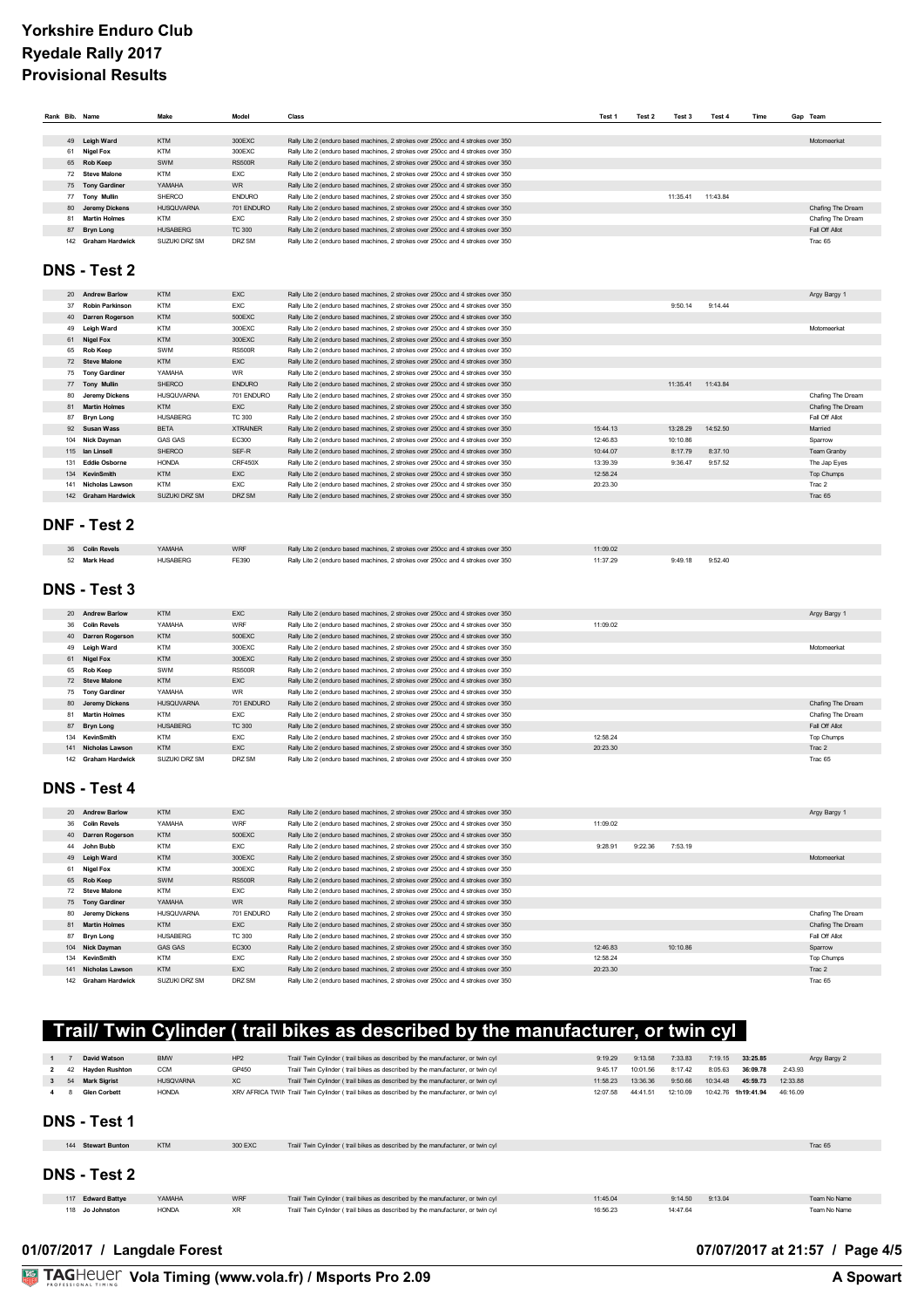# Yorkshire Enduro Club
## Ryedale Rally 2017
## Provisional Results

| Rank | Bib. | Name | Make | Model | Class | Test 1 | Test 2 | Test 3 | Test 4 | Time | Gap | Team |
|---|---|---|---|---|---|---|---|---|---|---|---|---|
| | 49 | Leigh Ward | KTM | 300EXC | Rally Lite 2 (enduro based machines, 2 strokes over 250cc and 4 strokes over 350 | | | | | | | Motomeerkat |
| | 61 | Nigel Fox | KTM | 300EXC | Rally Lite 2 (enduro based machines, 2 strokes over 250cc and 4 strokes over 350 | | | | | | | |
| | 65 | Rob Keep | SWM | RS500R | Rally Lite 2 (enduro based machines, 2 strokes over 250cc and 4 strokes over 350 | | | | | | | |
| | 72 | Steve Malone | KTM | EXC | Rally Lite 2 (enduro based machines, 2 strokes over 250cc and 4 strokes over 350 | | | | | | | |
| | 75 | Tony Gardiner | YAMAHA | WR | Rally Lite 2 (enduro based machines, 2 strokes over 250cc and 4 strokes over 350 | | | | | | | |
| | 77 | Tony Mullin | SHERCO | ENDURO | Rally Lite 2 (enduro based machines, 2 strokes over 250cc and 4 strokes over 350 | | | 11:35.41 | 11:43.84 | | | |
| | 80 | Jeremy Dickens | HUSQVARNA | 701 ENDURO | Rally Lite 2 (enduro based machines, 2 strokes over 250cc and 4 strokes over 350 | | | | | | | Chafing The Dream |
| | 81 | Martin Holmes | KTM | EXC | Rally Lite 2 (enduro based machines, 2 strokes over 250cc and 4 strokes over 350 | | | | | | | Chafing The Dream |
| | 87 | Bryn Long | HUSABERG | TC 300 | Rally Lite 2 (enduro based machines, 2 strokes over 250cc and 4 strokes over 350 | | | | | | | Fall Off Allot |
| | 142 | Graham Hardwick | SUZUKI DRZ SM | DRZ SM | Rally Lite 2 (enduro based machines, 2 strokes over 250cc and 4 strokes over 350 | | | | | | | Trac 65 |

## DNS - Test 2

| Rank | Bib. | Name | Make | Model | Class | Test 1 | Test 2 | Test 3 | Test 4 | Time | Gap | Team |
|---|---|---|---|---|---|---|---|---|---|---|---|---|
| | 20 | Andrew Barlow | KTM | EXC | Rally Lite 2 (enduro based machines, 2 strokes over 250cc and 4 strokes over 350 | | | | | | | Argy Bargy 1 |
| | 37 | Robin Parkinson | KTM | EXC | Rally Lite 2 (enduro based machines, 2 strokes over 250cc and 4 strokes over 350 | | | 9:50.14 | 9:14.44 | | | |
| | 40 | Darren Rogerson | KTM | 500EXC | Rally Lite 2 (enduro based machines, 2 strokes over 250cc and 4 strokes over 350 | | | | | | | |
| | 49 | Leigh Ward | KTM | 300EXC | Rally Lite 2 (enduro based machines, 2 strokes over 250cc and 4 strokes over 350 | | | | | | | Motomeerkat |
| | 61 | Nigel Fox | KTM | 300EXC | Rally Lite 2 (enduro based machines, 2 strokes over 250cc and 4 strokes over 350 | | | | | | | |
| | 65 | Rob Keep | SWM | RS500R | Rally Lite 2 (enduro based machines, 2 strokes over 250cc and 4 strokes over 350 | | | | | | | |
| | 72 | Steve Malone | KTM | EXC | Rally Lite 2 (enduro based machines, 2 strokes over 250cc and 4 strokes over 350 | | | | | | | |
| | 75 | Tony Gardiner | YAMAHA | WR | Rally Lite 2 (enduro based machines, 2 strokes over 250cc and 4 strokes over 350 | | | | | | | |
| | 77 | Tony Mullin | SHERCO | ENDURO | Rally Lite 2 (enduro based machines, 2 strokes over 250cc and 4 strokes over 350 | | | 11:35.41 | 11:43.84 | | | |
| | 80 | Jeremy Dickens | HUSQVARNA | 701 ENDURO | Rally Lite 2 (enduro based machines, 2 strokes over 250cc and 4 strokes over 350 | | | | | | | Chafing The Dream |
| | 81 | Martin Holmes | KTM | EXC | Rally Lite 2 (enduro based machines, 2 strokes over 250cc and 4 strokes over 350 | | | | | | | Chafing The Dream |
| | 87 | Bryn Long | HUSABERG | TC 300 | Rally Lite 2 (enduro based machines, 2 strokes over 250cc and 4 strokes over 350 | | | | | | | Fall Off Allot |
| | 92 | Susan Wass | BETA | XTRAINER | Rally Lite 2 (enduro based machines, 2 strokes over 250cc and 4 strokes over 350 | 15:44.13 | | 13:28.29 | 14:52.50 | | | Married |
| | 104 | Nick Dayman | GAS GAS | EC300 | Rally Lite 2 (enduro based machines, 2 strokes over 250cc and 4 strokes over 350 | 12:46.83 | | 10:10.86 | | | | Sparrow |
| | 115 | Ian Linsell | SHERCO | SEF-R | Rally Lite 2 (enduro based machines, 2 strokes over 250cc and 4 strokes over 350 | 10:44.07 | | 8:17.79 | 8:37.10 | | | Team Granby |
| | 131 | Eddie Osborne | HONDA | CRF450X | Rally Lite 2 (enduro based machines, 2 strokes over 250cc and 4 strokes over 350 | 13:39.39 | | 9:36.47 | 9:57.52 | | | The Jap Eyes |
| | 134 | KevinSmith | KTM | EXC | Rally Lite 2 (enduro based machines, 2 strokes over 250cc and 4 strokes over 350 | 12:58.24 | | | | | | Top Chumps |
| | 141 | Nicholas Lawson | KTM | EXC | Rally Lite 2 (enduro based machines, 2 strokes over 250cc and 4 strokes over 350 | 20:23.30 | | | | | | Trac 2 |
| | 142 | Graham Hardwick | SUZUKI DRZ SM | DRZ SM | Rally Lite 2 (enduro based machines, 2 strokes over 250cc and 4 strokes over 350 | | | | | | | Trac 65 |

## DNF - Test 2

| Rank | Bib. | Name | Make | Model | Class | Test 1 | Test 2 | Test 3 | Test 4 | Time | Gap | Team |
|---|---|---|---|---|---|---|---|---|---|---|---|---|
| | 36 | Colin Revels | YAMAHA | WRF | Rally Lite 2 (enduro based machines, 2 strokes over 250cc and 4 strokes over 350 | 11:09.02 | | | | | | |
| | 52 | Mark Head | HUSABERG | FE390 | Rally Lite 2 (enduro based machines, 2 strokes over 250cc and 4 strokes over 350 | 11:37.29 | | 9:49.18 | 9:52.40 | | | |

## DNS - Test 3

| Rank | Bib. | Name | Make | Model | Class | Test 1 | Test 2 | Test 3 | Test 4 | Time | Gap | Team |
|---|---|---|---|---|---|---|---|---|---|---|---|---|
| | 20 | Andrew Barlow | KTM | EXC | Rally Lite 2 (enduro based machines, 2 strokes over 250cc and 4 strokes over 350 | | | | | | | Argy Bargy 1 |
| | 36 | Colin Revels | YAMAHA | WRF | Rally Lite 2 (enduro based machines, 2 strokes over 250cc and 4 strokes over 350 | 11:09.02 | | | | | | |
| | 40 | Darren Rogerson | KTM | 500EXC | Rally Lite 2 (enduro based machines, 2 strokes over 250cc and 4 strokes over 350 | | | | | | | |
| | 49 | Leigh Ward | KTM | 300EXC | Rally Lite 2 (enduro based machines, 2 strokes over 250cc and 4 strokes over 350 | | | | | | | Motomeerkat |
| | 61 | Nigel Fox | KTM | 300EXC | Rally Lite 2 (enduro based machines, 2 strokes over 250cc and 4 strokes over 350 | | | | | | | |
| | 65 | Rob Keep | SWM | RS500R | Rally Lite 2 (enduro based machines, 2 strokes over 250cc and 4 strokes over 350 | | | | | | | |
| | 72 | Steve Malone | KTM | EXC | Rally Lite 2 (enduro based machines, 2 strokes over 250cc and 4 strokes over 350 | | | | | | | |
| | 75 | Tony Gardiner | YAMAHA | WR | Rally Lite 2 (enduro based machines, 2 strokes over 250cc and 4 strokes over 350 | | | | | | | |
| | 80 | Jeremy Dickens | HUSQVARNA | 701 ENDURO | Rally Lite 2 (enduro based machines, 2 strokes over 250cc and 4 strokes over 350 | | | | | | | Chafing The Dream |
| | 81 | Martin Holmes | KTM | EXC | Rally Lite 2 (enduro based machines, 2 strokes over 250cc and 4 strokes over 350 | | | | | | | Chafing The Dream |
| | 87 | Bryn Long | HUSABERG | TC 300 | Rally Lite 2 (enduro based machines, 2 strokes over 250cc and 4 strokes over 350 | | | | | | | Fall Off Allot |
| | 134 | KevinSmith | KTM | EXC | Rally Lite 2 (enduro based machines, 2 strokes over 250cc and 4 strokes over 350 | 12:58.24 | | | | | | Top Chumps |
| | 141 | Nicholas Lawson | KTM | EXC | Rally Lite 2 (enduro based machines, 2 strokes over 250cc and 4 strokes over 350 | 20:23.30 | | | | | | Trac 2 |
| | 142 | Graham Hardwick | SUZUKI DRZ SM | DRZ SM | Rally Lite 2 (enduro based machines, 2 strokes over 250cc and 4 strokes over 350 | | | | | | | Trac 65 |

## DNS - Test 4

| Rank | Bib. | Name | Make | Model | Class | Test 1 | Test 2 | Test 3 | Test 4 | Time | Gap | Team |
|---|---|---|---|---|---|---|---|---|---|---|---|---|
| | 20 | Andrew Barlow | KTM | EXC | Rally Lite 2 (enduro based machines, 2 strokes over 250cc and 4 strokes over 350 | | | | | | | Argy Bargy 1 |
| | 36 | Colin Revels | YAMAHA | WRF | Rally Lite 2 (enduro based machines, 2 strokes over 250cc and 4 strokes over 350 | 11:09.02 | | | | | | |
| | 40 | Darren Rogerson | KTM | 500EXC | Rally Lite 2 (enduro based machines, 2 strokes over 250cc and 4 strokes over 350 | | | | | | | |
| | 44 | John Bubb | KTM | EXC | Rally Lite 2 (enduro based machines, 2 strokes over 250cc and 4 strokes over 350 | 9:28.91 | 9:22.36 | 7:53.19 | | | | |
| | 49 | Leigh Ward | KTM | 300EXC | Rally Lite 2 (enduro based machines, 2 strokes over 250cc and 4 strokes over 350 | | | | | | | Motomeerkat |
| | 61 | Nigel Fox | KTM | 300EXC | Rally Lite 2 (enduro based machines, 2 strokes over 250cc and 4 strokes over 350 | | | | | | | |
| | 65 | Rob Keep | SWM | RS500R | Rally Lite 2 (enduro based machines, 2 strokes over 250cc and 4 strokes over 350 | | | | | | | |
| | 72 | Steve Malone | KTM | EXC | Rally Lite 2 (enduro based machines, 2 strokes over 250cc and 4 strokes over 350 | | | | | | | |
| | 75 | Tony Gardiner | YAMAHA | WR | Rally Lite 2 (enduro based machines, 2 strokes over 250cc and 4 strokes over 350 | | | | | | | |
| | 80 | Jeremy Dickens | HUSQVARNA | 701 ENDURO | Rally Lite 2 (enduro based machines, 2 strokes over 250cc and 4 strokes over 350 | | | | | | | Chafing The Dream |
| | 81 | Martin Holmes | KTM | EXC | Rally Lite 2 (enduro based machines, 2 strokes over 250cc and 4 strokes over 350 | | | | | | | Chafing The Dream |
| | 87 | Bryn Long | HUSABERG | TC 300 | Rally Lite 2 (enduro based machines, 2 strokes over 250cc and 4 strokes over 350 | | | | | | | Fall Off Allot |
| | 104 | Nick Dayman | GAS GAS | EC300 | Rally Lite 2 (enduro based machines, 2 strokes over 250cc and 4 strokes over 350 | 12:46.83 | | 10:10.86 | | | | Sparrow |
| | 134 | KevinSmith | KTM | EXC | Rally Lite 2 (enduro based machines, 2 strokes over 250cc and 4 strokes over 350 | 12:58.24 | | | | | | Top Chumps |
| | 141 | Nicholas Lawson | KTM | EXC | Rally Lite 2 (enduro based machines, 2 strokes over 250cc and 4 strokes over 350 | 20:23.30 | | | | | | Trac 2 |
| | 142 | Graham Hardwick | SUZUKI DRZ SM | DRZ SM | Rally Lite 2 (enduro based machines, 2 strokes over 250cc and 4 strokes over 350 | | | | | | | Trac 65 |

## Trail/ Twin Cylinder ( trail bikes as described by the manufacturer, or twin cyl

| Rank | Bib. | Name | Make | Model | Class | Test 1 | Test 2 | Test 3 | Test 4 | Time | Gap | Team |
|---|---|---|---|---|---|---|---|---|---|---|---|---|
| 1 | 7 | David Watson | BMW | HP2 | Trail/ Twin Cylinder ( trail bikes as described by the manufacturer, or twin cyl | 9:19.29 | 9:13.58 | 7:33.83 | 7:19.15 | **33:25.85** | | Argy Bargy 2 |
| 2 | 42 | Hayden Rushton | CCM | GP450 | Trail/ Twin Cylinder ( trail bikes as described by the manufacturer, or twin cyl | 9:45.17 | 10:01.56 | 8:17.42 | 8:05.63 | **36:09.78** | 2:43.93 | |
| 3 | 54 | Mark Sigrist | HUSQVARNA | XC | Trail/ Twin Cylinder ( trail bikes as described by the manufacturer, or twin cyl | 11:58.23 | 13:36.36 | 9:50.66 | 10:34.48 | **45:59.73** | 12:33.88 | |
| 4 | 8 | Glen Corbett | HONDA | XRV AFRICA TWIN | Trail/ Twin Cylinder ( trail bikes as described by the manufacturer, or twin cyl | 12:07.58 | 44:41.51 | 12:10.09 | 10:42.76 | **1h19:41.94** | 46:16.09 | |

## DNS - Test 1

| Rank | Bib. | Name | Make | Model | Class | Test 1 | Test 2 | Test 3 | Test 4 | Time | Gap | Team |
|---|---|---|---|---|---|---|---|---|---|---|---|---|
| | 144 | Stewart Bunton | KTM | 300 EXC | Trail/ Twin Cylinder ( trail bikes as described by the manufacturer, or twin cyl | | | | | | | Trac 65 |

## DNS - Test 2

| Rank | Bib. | Name | Make | Model | Class | Test 1 | Test 2 | Test 3 | Test 4 | Time | Gap | Team |
|---|---|---|---|---|---|---|---|---|---|---|---|---|
| | 117 | Edward Battye | YAMAHA | WRF | Trail/ Twin Cylinder ( trail bikes as described by the manufacturer, or twin cyl | 11:45.04 | | 9:14.50 | 9:13.04 | | | Team No Name |
| | 118 | Jo Johnston | HONDA | XR | Trail/ Twin Cylinder ( trail bikes as described by the manufacturer, or twin cyl | 16:56.23 | | 14:47.64 | | | | Team No Name |

01/07/2017 / Langdale Forest

07/07/2017 at 21:57

Vola Timing (www.vola.fr) / Msports Pro 2.09

A Spowart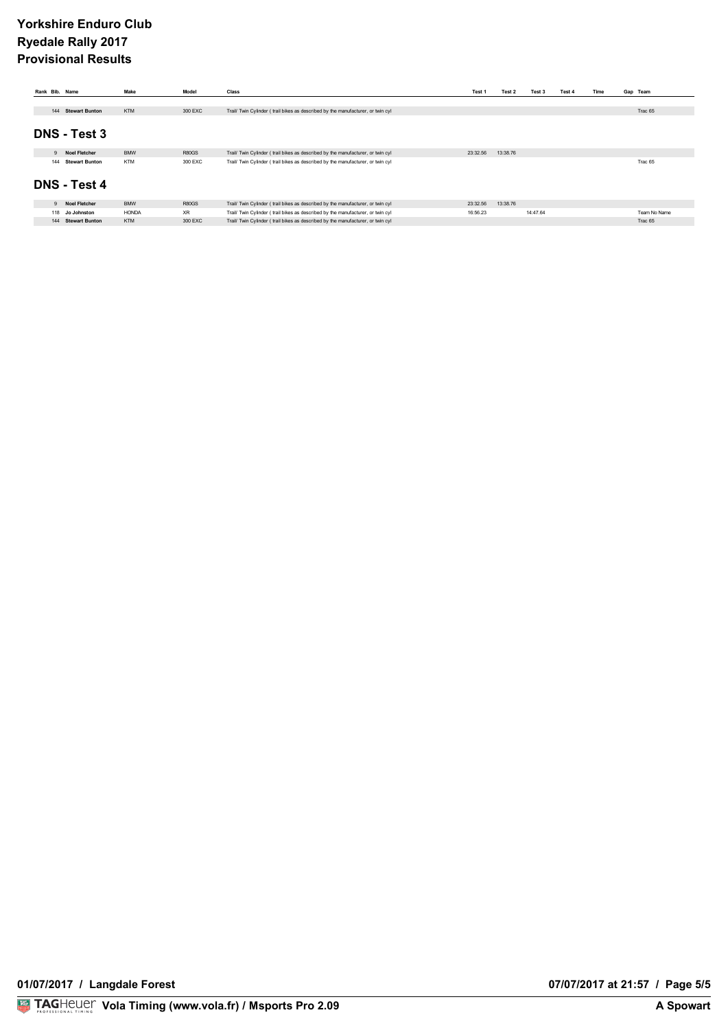# Yorkshire Enduro Club
# Ryedale Rally 2017
# Provisional Results

| Rank | Bib. | Name | Make | Model | Class | Test 1 | Test 2 | Test 3 | Test 4 | Time | Gap | Team |
|---|---|---|---|---|---|---|---|---|---|---|---|---|
| | 144 | **Stewart Bunton** | KTM | 300 EXC | Trail/ Twin Cylinder ( trail bikes as described by the manufacturer, or twin cyl | | | | | | | Trac 65 |

## DNS - Test 3

| Rank | Bib. | Name | Make | Model | Class | Test 1 | Test 2 | Test 3 | Test 4 | Time | Gap | Team |
|---|---|---|---|---|---|---|---|---|---|---|---|---|
| | 9 | **Noel Fletcher** | BMW | R80GS | Trail/ Twin Cylinder ( trail bikes as described by the manufacturer, or twin cyl | 23:32.56 | 13:38.76 | | | | | |
| | 144 | **Stewart Bunton** | KTM | 300 EXC | Trail/ Twin Cylinder ( trail bikes as described by the manufacturer, or twin cyl | | | | | | | Trac 65 |

## DNS - Test 4

| Rank | Bib. | Name | Make | Model | Class | Test 1 | Test 2 | Test 3 | Test 4 | Time | Gap | Team |
|---|---|---|---|---|---|---|---|---|---|---|---|---|
| | 9 | **Noel Fletcher** | BMW | R80GS | Trail/ Twin Cylinder ( trail bikes as described by the manufacturer, or twin cyl | 23:32.56 | 13:38.76 | | | | | |
| | 118 | **Jo Johnston** | HONDA | XR | Trail/ Twin Cylinder ( trail bikes as described by the manufacturer, or twin cyl | 16:56.23 | | 14:47.64 | | | | Team No Name |
| | 144 | **Stewart Bunton** | KTM | 300 EXC | Trail/ Twin Cylinder ( trail bikes as described by the manufacturer, or twin cyl | | | | | | | Trac 65 |

**01/07/2017 / Langdale Forest** **07/07/2017 at 21:57**

TAGHeuer **Vola Timing (www.vola.fr) / Msports Pro 2.09** **A Spowart**